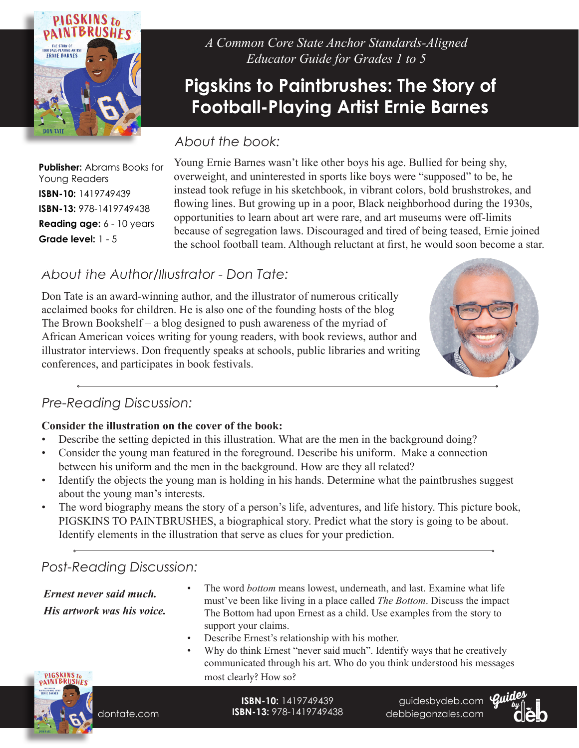*A Common Core State Anchor Standards-Aligned Educator Guide for Grades 1 to 5*

# Pigskins to Paintbrushes: The Story of Football-Playing Artist Ernie Barnes

**Publisher:** Abrams Books for Young Readers
**ISBN-10:** 1419749439
**ISBN-13:** 978-1419749438
**Reading age:** 6 - 10 years
**Grade level:** 1 - 5

## About the book:

Young Ernie Barnes wasn't like other boys his age. Bullied for being shy, overweight, and uninterested in sports like boys were "supposed" to be, he instead took refuge in his sketchbook, in vibrant colors, bold brushstrokes, and flowing lines. But growing up in a poor, Black neighborhood during the 1930s, opportunities to learn about art were rare, and art museums were off-limits because of segregation laws. Discouraged and tired of being teased, Ernie joined the school football team. Although reluctant at first, he would soon become a star.

## About the Author/Illustrator - Don Tate:

Don Tate is an award-winning author, and the illustrator of numerous critically acclaimed books for children. He is also one of the founding hosts of the blog The Brown Bookshelf – a blog designed to push awareness of the myriad of African American voices writing for young readers, with book reviews, author and illustrator interviews. Don frequently speaks at schools, public libraries and writing conferences, and participates in book festivals.

## Pre-Reading Discussion:

**Consider the illustration on the cover of the book:**

- Describe the setting depicted in this illustration. What are the men in the background doing?
- Consider the young man featured in the foreground. Describe his uniform. Make a connection between his uniform and the men in the background. How are they all related?
- Identify the objects the young man is holding in his hands. Determine what the paintbrushes suggest about the young man's interests.
- The word biography means the story of a person's life, adventures, and life history. This picture book, PIGSKINS TO PAINTBRUSHES, a biographical story. Predict what the story is going to be about. Identify elements in the illustration that serve as clues for your prediction.

## Post-Reading Discussion:

***Ernest never said much.***
***His artwork was his voice.***

- The word *bottom* means lowest, underneath, and last. Examine what life must've been like living in a place called *The Bottom*. Discuss the impact The Bottom had upon Ernest as a child. Use examples from the story to support your claims.
- Describe Ernest's relationship with his mother.
- Why do think Ernest "never said much". Identify ways that he creatively communicated through his art. Who do you think understood his messages most clearly? How so?

dontate.com

**ISBN-10:** 1419749439
**ISBN-13:** 978-1419749438

guidesbydeb.com
debbiegonzales.com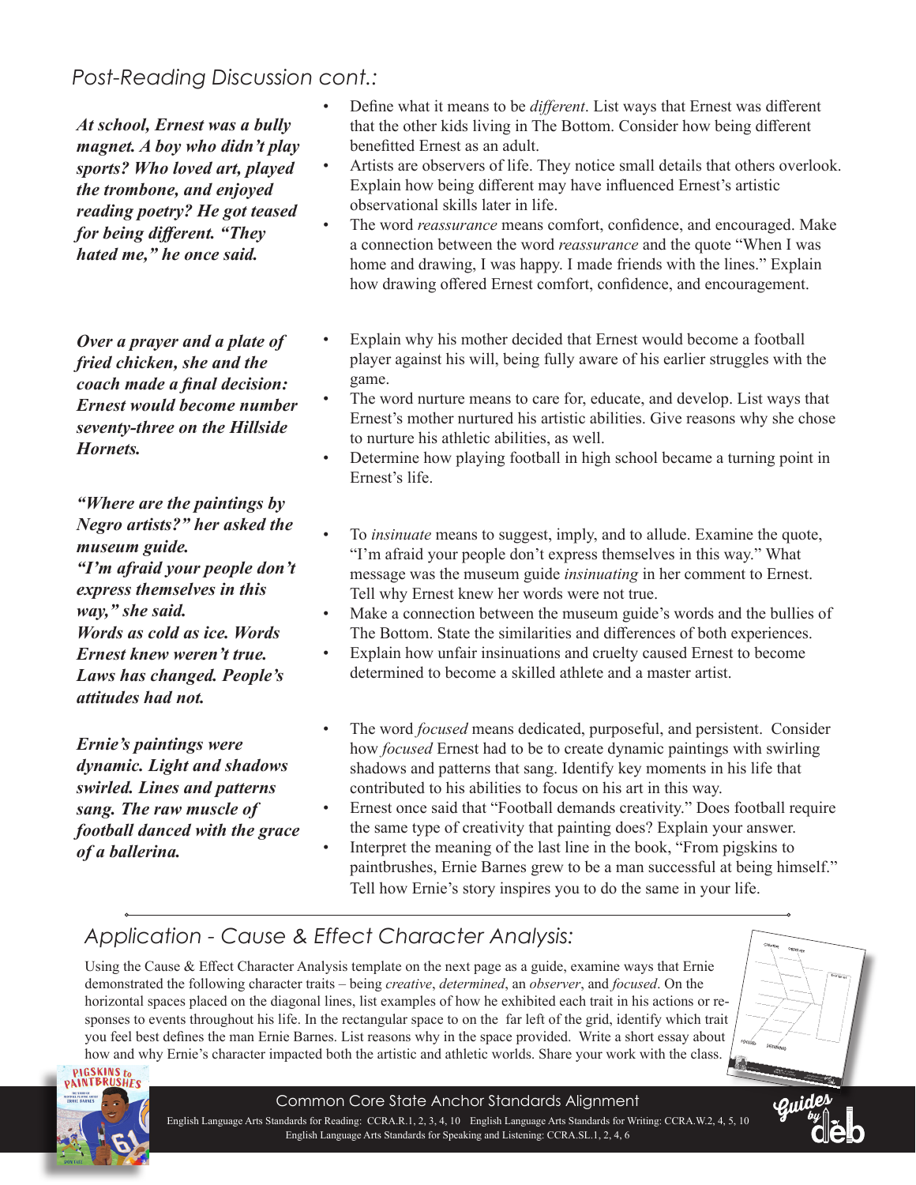## *Post-Reading Discussion cont.:*

***At school, Ernest was a bully magnet. A boy who didn't play sports? Who loved art, played the trombone, and enjoyed reading poetry? He got teased for being different. "They hated me," he once said.***

- Define what it means to be *different*. List ways that Ernest was different that the other kids living in The Bottom. Consider how being different benefitted Ernest as an adult.
- Artists are observers of life. They notice small details that others overlook. Explain how being different may have influenced Ernest's artistic observational skills later in life.
- The word *reassurance* means comfort, confidence, and encouraged. Make a connection between the word *reassurance* and the quote "When I was home and drawing, I was happy. I made friends with the lines." Explain how drawing offered Ernest comfort, confidence, and encouragement.

***Over a prayer and a plate of fried chicken, she and the coach made a final decision: Ernest would become number seventy-three on the Hillside Hornets.***

- Explain why his mother decided that Ernest would become a football player against his will, being fully aware of his earlier struggles with the game.
- The word nurture means to care for, educate, and develop. List ways that Ernest's mother nurtured his artistic abilities. Give reasons why she chose to nurture his athletic abilities, as well.
- Determine how playing football in high school became a turning point in Ernest's life.

***"Where are the paintings by Negro artists?" her asked the museum guide. "I'm afraid your people don't express themselves in this way," she said. Words as cold as ice. Words Ernest knew weren't true. Laws has changed. People's attitudes had not.***

- To *insinuate* means to suggest, imply, and to allude. Examine the quote, "I'm afraid your people don't express themselves in this way." What message was the museum guide *insinuating* in her comment to Ernest. Tell why Ernest knew her words were not true.
- Make a connection between the museum guide's words and the bullies of The Bottom. State the similarities and differences of both experiences.
- Explain how unfair insinuations and cruelty caused Ernest to become determined to become a skilled athlete and a master artist.

***Ernie's paintings were dynamic. Light and shadows swirled. Lines and patterns sang. The raw muscle of football danced with the grace of a ballerina.***

- The word *focused* means dedicated, purposeful, and persistent. Consider how *focused* Ernest had to be to create dynamic paintings with swirling shadows and patterns that sang. Identify key moments in his life that contributed to his abilities to focus on his art in this way.
- Ernest once said that "Football demands creativity." Does football require the same type of creativity that painting does? Explain your answer.
- Interpret the meaning of the last line in the book, "From pigskins to paintbrushes, Ernie Barnes grew to be a man successful at being himself." Tell how Ernie's story inspires you to do the same in your life.

## *Application - Cause & Effect Character Analysis:*

Using the Cause & Effect Character Analysis template on the next page as a guide, examine ways that Ernie demonstrated the following character traits – being *creative*, *determined*, an *observer*, and *focused*. On the horizontal spaces placed on the diagonal lines, list examples of how he exhibited each trait in his actions or responses to events throughout his life. In the rectangular space to on the far left of the grid, identify which trait you feel best defines the man Ernie Barnes. List reasons why in the space provided. Write a short essay about how and why Ernie's character impacted both the artistic and athletic worlds. Share your work with the class.

### Common Core State Anchor Standards Alignment

English Language Arts Standards for Reading: CCRA.R.1, 2, 3, 4, 10 English Language Arts Standards for Writing: CCRA.W.2, 4, 5, 10
English Language Arts Standards for Speaking and Listening: CCRA.SL.1, 2, 4, 6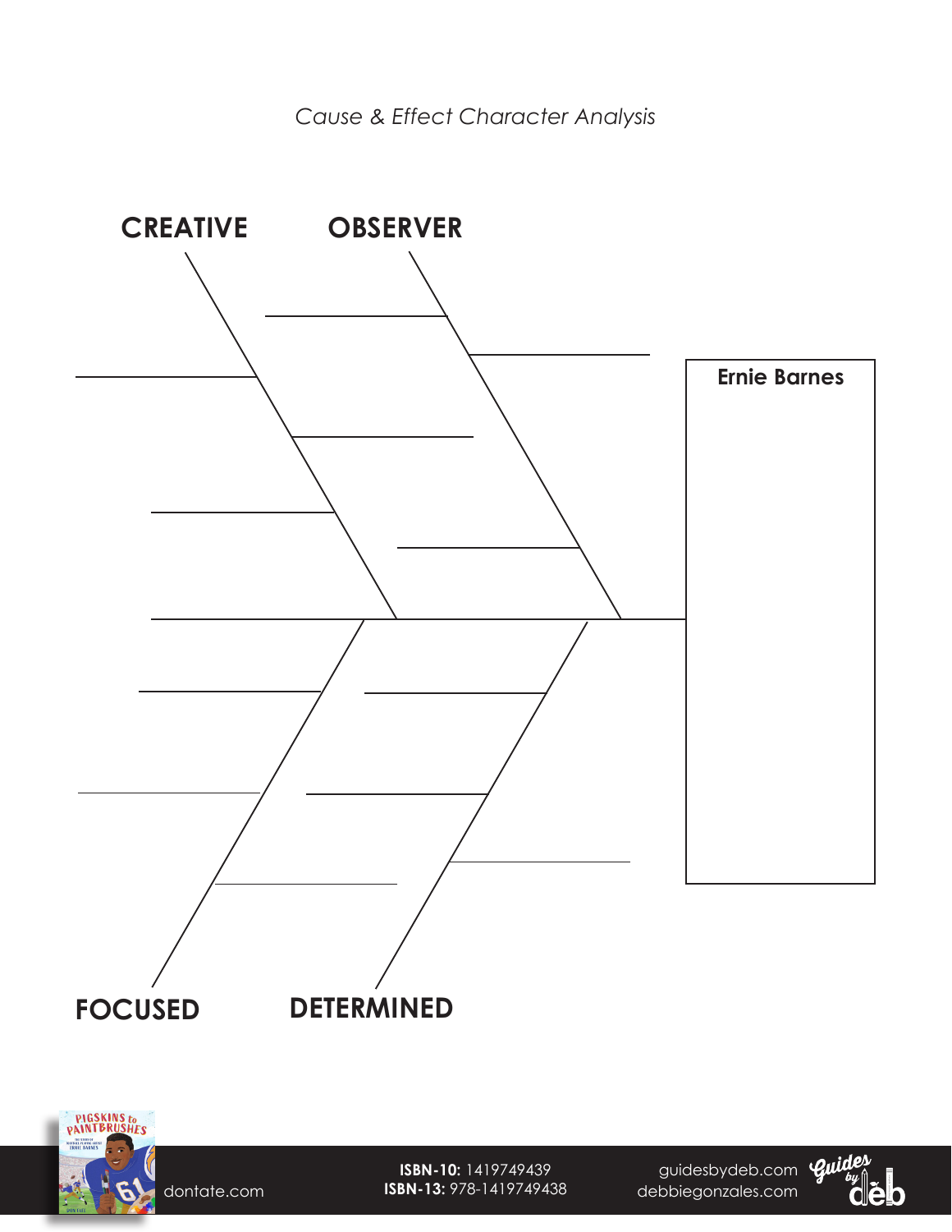*Cause & Effect Character Analysis*

**CREATIVE**

**OBSERVER**

**FOCUSED**

**DETERMINED**

**Ernie Barnes**